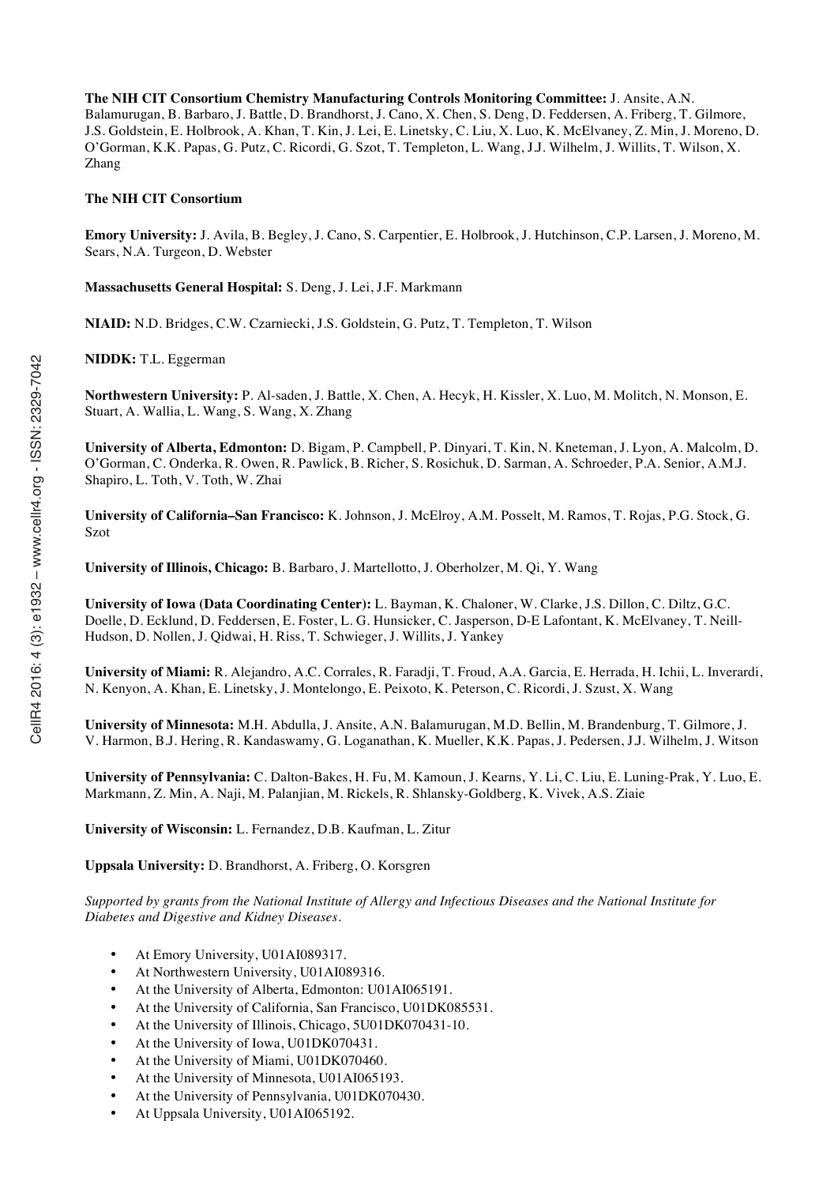**The NIH CIT Consortium Chemistry Manufacturing Controls Monitoring Committee:** J. Ansite, A.N. Balamurugan, B. Barbaro, J. Battle, D. Brandhorst, J. Cano, X. Chen, S. Deng, D. Feddersen, A. Friberg, T. Gilmore, J.S. Goldstein, E. Holbrook, A. Khan, T. Kin, J. Lei, E. Linetsky, C. Liu, X. Luo, K. McElvaney, Z. Min, J. Moreno, D. O'Gorman, K.K. Papas, G. Putz, C. Ricordi, G. Szot, T. Templeton, L. Wang, J.J. Wilhelm, J. Willits, T. Wilson, X. Zhang

**The NIH CIT Consortium**

**Emory University:** J. Avila, B. Begley, J. Cano, S. Carpentier, E. Holbrook, J. Hutchinson, C.P. Larsen, J. Moreno, M. Sears, N.A. Turgeon, D. Webster

**Massachusetts General Hospital:** S. Deng, J. Lei, J.F. Markmann

**NIAID:** N.D. Bridges, C.W. Czarniecki, J.S. Goldstein, G. Putz, T. Templeton, T. Wilson

**NIDDK:** T.L. Eggerman

**Northwestern University:** P. Al-saden, J. Battle, X. Chen, A. Hecyk, H. Kissler, X. Luo, M. Molitch, N. Monson, E. Stuart, A. Wallia, L. Wang, S. Wang, X. Zhang

**University of Alberta, Edmonton:** D. Bigam, P. Campbell, P. Dinyari, T. Kin, N. Kneteman, J. Lyon, A. Malcolm, D. O'Gorman, C. Onderka, R. Owen, R. Pawlick, B. Richer, S. Rosichuk, D. Sarman, A. Schroeder, P.A. Senior, A.M.J. Shapiro, L. Toth, V. Toth, W. Zhai

**University of California–San Francisco:** K. Johnson, J. McElroy, A.M. Posselt, M. Ramos, T. Rojas, P.G. Stock, G. Szot

**University of Illinois, Chicago:** B. Barbaro, J. Martellotto, J. Oberholzer, M. Qi, Y. Wang

**University of Iowa (Data Coordinating Center):** L. Bayman, K. Chaloner, W. Clarke, J.S. Dillon, C. Diltz, G.C. Doelle, D. Ecklund, D. Feddersen, E. Foster, L. G. Hunsicker, C. Jasperson, D-E Lafontant, K. McElvaney, T. Neill-Hudson, D. Nollen, J. Qidwai, H. Riss, T. Schwieger, J. Willits, J. Yankey

**University of Miami:** R. Alejandro, A.C. Corrales, R. Faradji, T. Froud, A.A. Garcia, E. Herrada, H. Ichii, L. Inverardi, N. Kenyon, A. Khan, E. Linetsky, J. Montelongo, E. Peixoto, K. Peterson, C. Ricordi, J. Szust, X. Wang

**University of Minnesota:** M.H. Abdulla, J. Ansite, A.N. Balamurugan, M.D. Bellin, M. Brandenburg, T. Gilmore, J. V. Harmon, B.J. Hering, R. Kandaswamy, G. Loganathan, K. Mueller, K.K. Papas, J. Pedersen, J.J. Wilhelm, J. Witson

**University of Pennsylvania:** C. Dalton-Bakes, H. Fu, M. Kamoun, J. Kearns, Y. Li, C. Liu, E. Luning-Prak, Y. Luo, E. Markmann, Z. Min, A. Naji, M. Palanjian, M. Rickels, R. Shlansky-Goldberg, K. Vivek, A.S. Ziaie

**University of Wisconsin:** L. Fernandez, D.B. Kaufman, L. Zitur

**Uppsala University:** D. Brandhorst, A. Friberg, O. Korsgren

*Supported by grants from the National Institute of Allergy and Infectious Diseases and the National Institute for Diabetes and Digestive and Kidney Diseases.*

- At Emory University, U01AI089317.
- At Northwestern University, U01AI089316.
- At the University of Alberta, Edmonton: U01AI065191.
- At the University of California, San Francisco, U01DK085531.
- At the University of Illinois, Chicago, 5U01DK070431-10.
- At the University of Iowa, U01DK070431.
- At the University of Miami, U01DK070460.
- At the University of Minnesota, U01AI065193.
- At the University of Pennsylvania, U01DK070430.
- At Uppsala University, U01AI065192.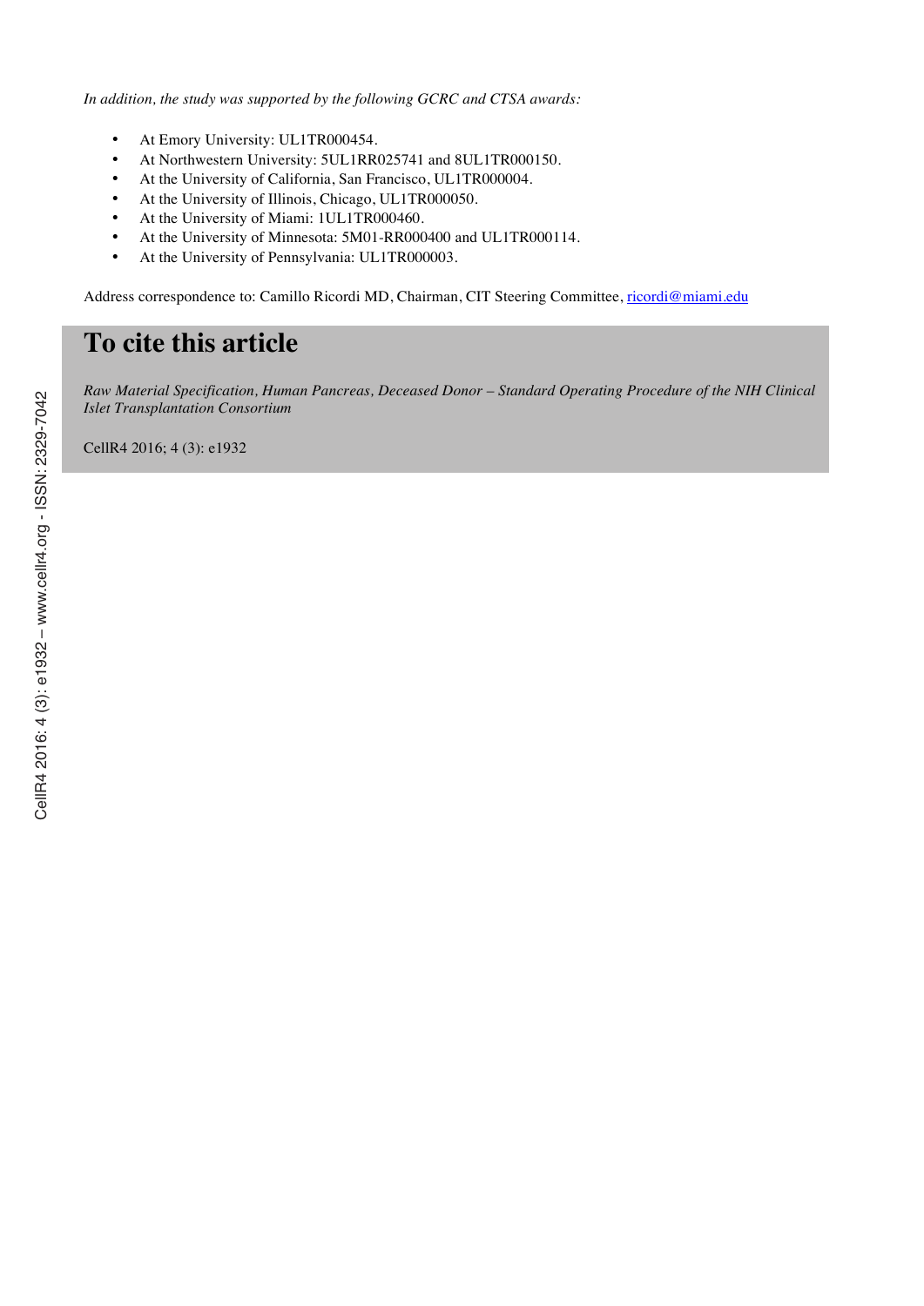*In addition, the study was supported by the following GCRC and CTSA awards:*

- At Emory University: UL1TR000454.
- At Northwestern University: 5UL1RR025741 and 8UL1TR000150.
- At the University of California, San Francisco, UL1TR000004.
- At the University of Illinois, Chicago, UL1TR000050.
- At the University of Miami: 1UL1TR000460.
- At the University of Minnesota: 5M01-RR000400 and UL1TR000114.
- At the University of Pennsylvania: UL1TR000003.

Address correspondence to: Camillo Ricordi MD, Chairman, CIT Steering Committee, ricordi@miami.edu

# To cite this article

*Raw Material Specification, Human Pancreas, Deceased Donor – Standard Operating Procedure of the NIH Clinical Islet Transplantation Consortium*

CellR4 2016; 4 (3): e1932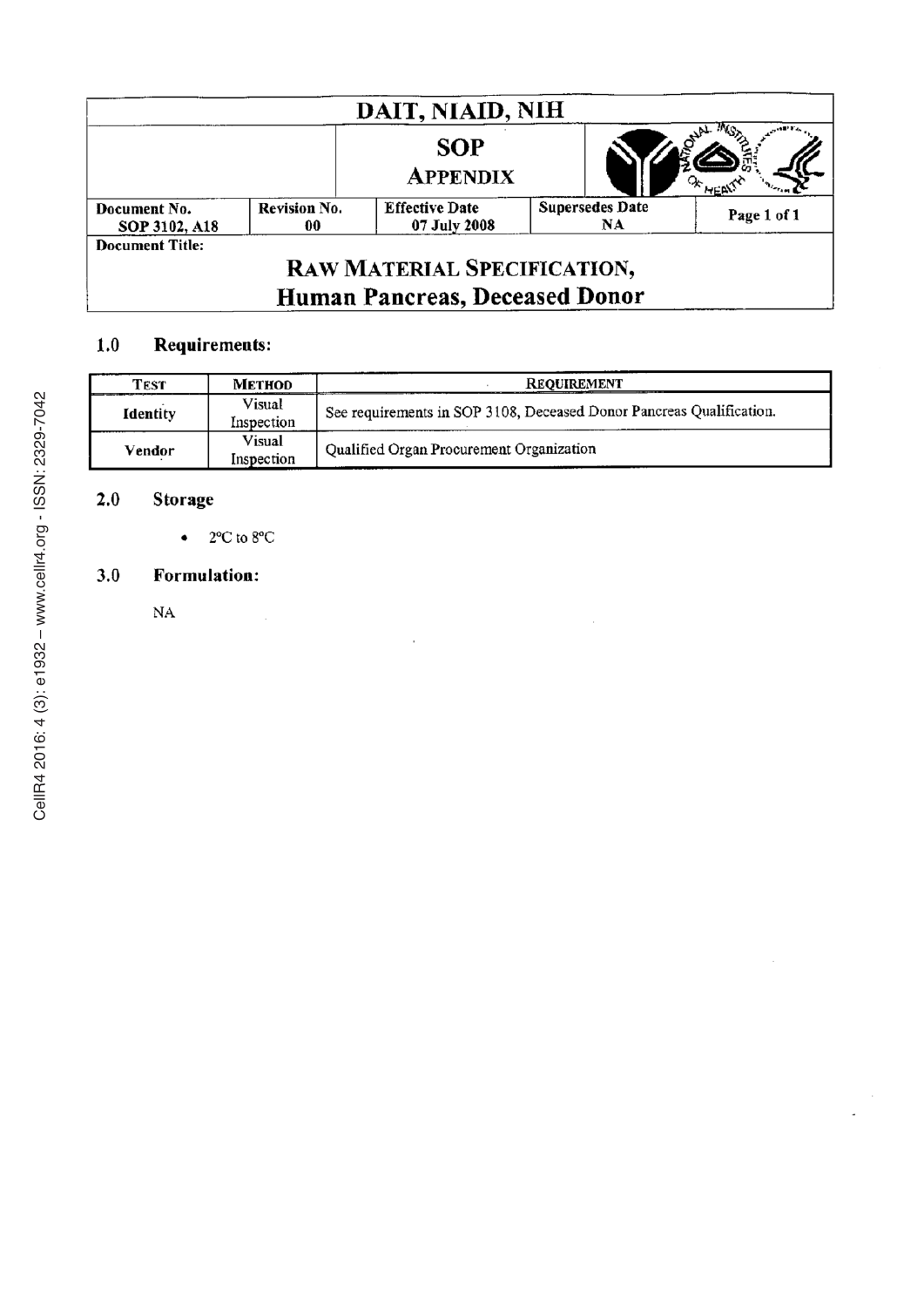| DAIT, NIAID, NIH | | | | |
|---|---|---|---|---|
| | SOP APPENDIX | | | |
| **Document No.** SOP 3102, A18 | **Revision No.** 00 | **Effective Date** 07 July 2008 | **Supersedes Date** NA | **Page 1 of 1** |
| **Document Title:** | | | | |

# RAW MATERIAL SPECIFICATION, Human Pancreas, Deceased Donor

## 1.0 Requirements:

| TEST | METHOD | REQUIREMENT |
|---|---|---|
| **Identity** | Visual Inspection | See requirements in SOP 3108, Deceased Donor Pancreas Qualification. |
| **Vendor** | Visual Inspection | Qualified Organ Procurement Organization |

## 2.0 Storage

- 2°C to 8°C

## 3.0 Formulation:

NA